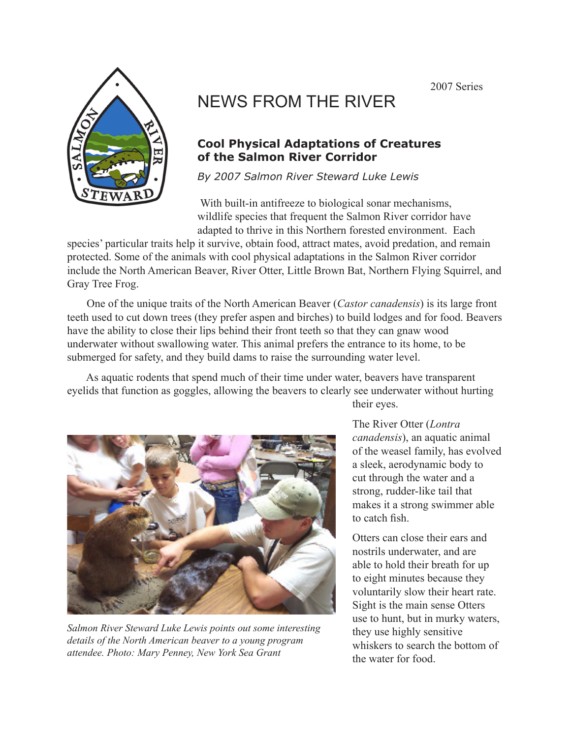2007 Series

# NEWS FROM THE RIVER

## Cool Physical Adaptations of Creatures of the Salmon River Corridor

*By 2007 Salmon River Steward Luke Lewis*

With built-in antifreeze to biological sonar mechanisms, wildlife species that frequent the Salmon River corridor have adapted to thrive in this Northern forested environment. Each species' particular traits help it survive, obtain food, attract mates, avoid predation, and remain protected. Some of the animals with cool physical adaptations in the Salmon River corridor include the North American Beaver, River Otter, Little Brown Bat, Northern Flying Squirrel, and Gray Tree Frog.

One of the unique traits of the North American Beaver (*Castor canadensis*) is its large front teeth used to cut down trees (they prefer aspen and birches) to build lodges and for food. Beavers have the ability to close their lips behind their front teeth so that they can gnaw wood underwater without swallowing water. This animal prefers the entrance to its home, to be submerged for safety, and they build dams to raise the surrounding water level.

As aquatic rodents that spend much of their time under water, beavers have transparent eyelids that function as goggles, allowing the beavers to clearly see underwater without hurting their eyes.

*Salmon River Steward Luke Lewis points out some interesting details of the North American beaver to a young program attendee. Photo: Mary Penney, New York Sea Grant*

The River Otter (*Lontra canadensis*), an aquatic animal of the weasel family, has evolved a sleek, aerodynamic body to cut through the water and a strong, rudder-like tail that makes it a strong swimmer able to catch fish.

Otters can close their ears and nostrils underwater, and are able to hold their breath for up to eight minutes because they voluntarily slow their heart rate. Sight is the main sense Otters use to hunt, but in murky waters, they use highly sensitive whiskers to search the bottom of the water for food.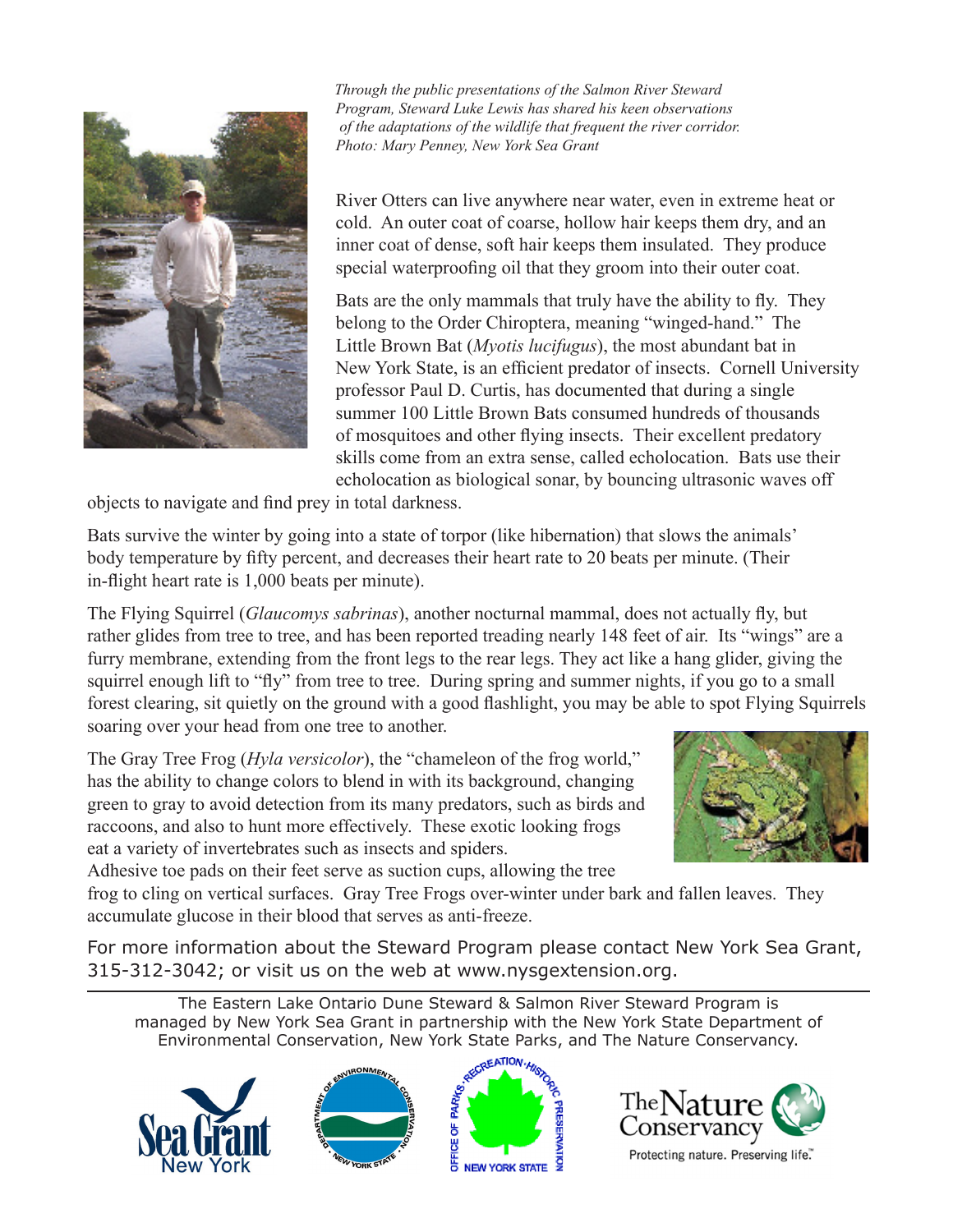*Through the public presentations of the Salmon River Steward Program, Steward Luke Lewis has shared his keen observations of the adaptations of the wildlife that frequent the river corridor. Photo: Mary Penney, New York Sea Grant*

River Otters can live anywhere near water, even in extreme heat or cold. An outer coat of coarse, hollow hair keeps them dry, and an inner coat of dense, soft hair keeps them insulated. They produce special waterproofing oil that they groom into their outer coat.

Bats are the only mammals that truly have the ability to fly. They belong to the Order Chiroptera, meaning "winged-hand." The Little Brown Bat (*Myotis lucifugus*), the most abundant bat in New York State, is an efficient predator of insects. Cornell University professor Paul D. Curtis, has documented that during a single summer 100 Little Brown Bats consumed hundreds of thousands of mosquitoes and other flying insects. Their excellent predatory skills come from an extra sense, called echolocation. Bats use their echolocation as biological sonar, by bouncing ultrasonic waves off objects to navigate and find prey in total darkness.

Bats survive the winter by going into a state of torpor (like hibernation) that slows the animals' body temperature by fifty percent, and decreases their heart rate to 20 beats per minute. (Their in-flight heart rate is 1,000 beats per minute).

The Flying Squirrel (*Glaucomys sabrinas*), another nocturnal mammal, does not actually fly, but rather glides from tree to tree, and has been reported treading nearly 148 feet of air. Its "wings" are a furry membrane, extending from the front legs to the rear legs. They act like a hang glider, giving the squirrel enough lift to "fly" from tree to tree. During spring and summer nights, if you go to a small forest clearing, sit quietly on the ground with a good flashlight, you may be able to spot Flying Squirrels soaring over your head from one tree to another.

The Gray Tree Frog (*Hyla versicolor*), the "chameleon of the frog world," has the ability to change colors to blend in with its background, changing green to gray to avoid detection from its many predators, such as birds and raccoons, and also to hunt more effectively. These exotic looking frogs eat a variety of invertebrates such as insects and spiders. Adhesive toe pads on their feet serve as suction cups, allowing the tree frog to cling on vertical surfaces. Gray Tree Frogs over-winter under bark and fallen leaves. They accumulate glucose in their blood that serves as anti-freeze.

For more information about the Steward Program please contact New York Sea Grant, 315-312-3042; or visit us on the web at www.nysgextension.org.

---

The Eastern Lake Ontario Dune Steward & Salmon River Steward Program is managed by New York Sea Grant in partnership with the New York State Department of Environmental Conservation, New York State Parks, and The Nature Conservancy.